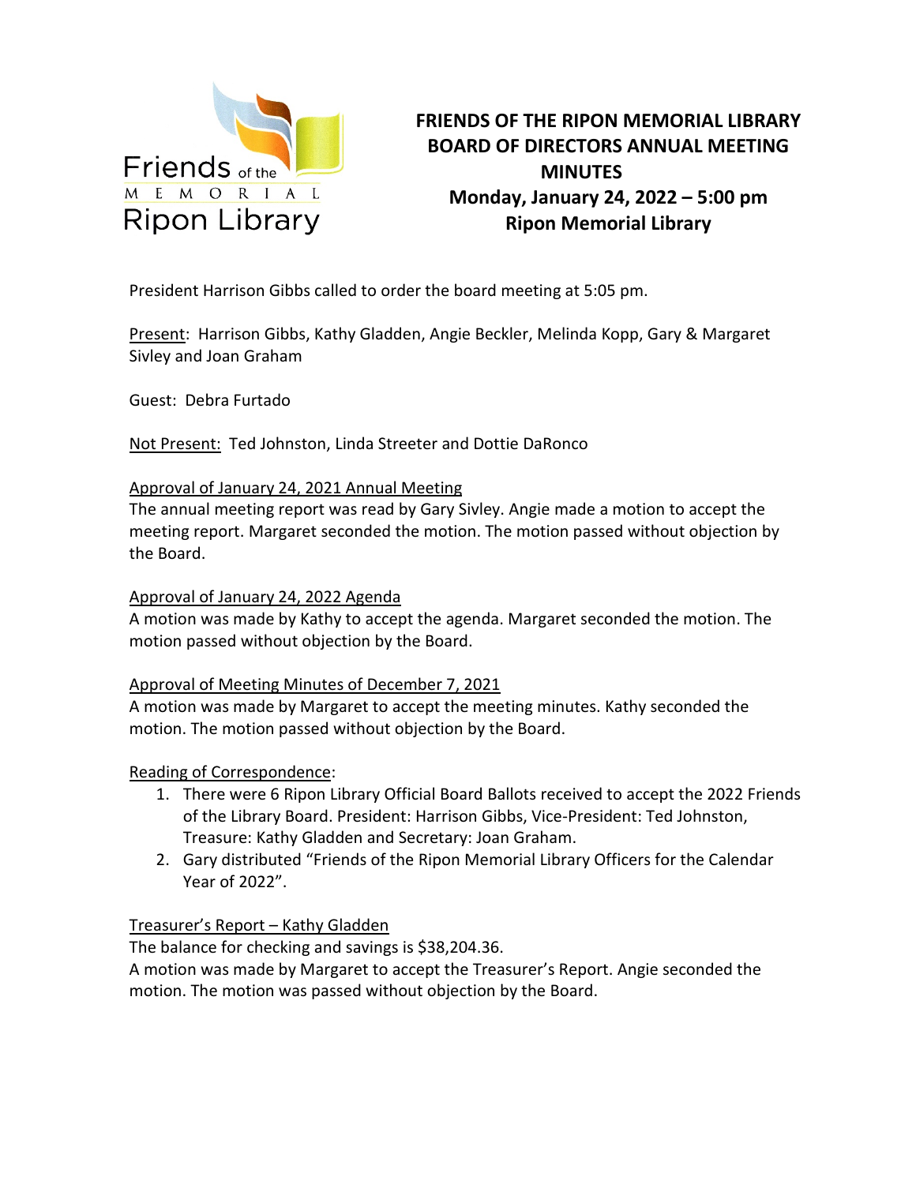Friends of the MEMORIAL Ripon Library

# FRIENDS OF THE RIPON MEMORIAL LIBRARY BOARD OF DIRECTORS ANNUAL MEETING MINUTES

**Monday, January 24, 2022 – 5:00 pm**
**Ripon Memorial Library**

President Harrison Gibbs called to order the board meeting at 5:05 pm.

Present: Harrison Gibbs, Kathy Gladden, Angie Beckler, Melinda Kopp, Gary & Margaret Sivley and Joan Graham

Guest: Debra Furtado

Not Present: Ted Johnston, Linda Streeter and Dottie DaRonco

Approval of January 24, 2021 Annual Meeting
The annual meeting report was read by Gary Sivley. Angie made a motion to accept the meeting report. Margaret seconded the motion. The motion passed without objection by the Board.

Approval of January 24, 2022 Agenda
A motion was made by Kathy to accept the agenda. Margaret seconded the motion. The motion passed without objection by the Board.

Approval of Meeting Minutes of December 7, 2021
A motion was made by Margaret to accept the meeting minutes. Kathy seconded the motion. The motion passed without objection by the Board.

Reading of Correspondence:

1. There were 6 Ripon Library Official Board Ballots received to accept the 2022 Friends of the Library Board. President: Harrison Gibbs, Vice-President: Ted Johnston, Treasure: Kathy Gladden and Secretary: Joan Graham.
2. Gary distributed "Friends of the Ripon Memorial Library Officers for the Calendar Year of 2022".

Treasurer's Report – Kathy Gladden
The balance for checking and savings is $38,204.36.
A motion was made by Margaret to accept the Treasurer's Report. Angie seconded the motion. The motion was passed without objection by the Board.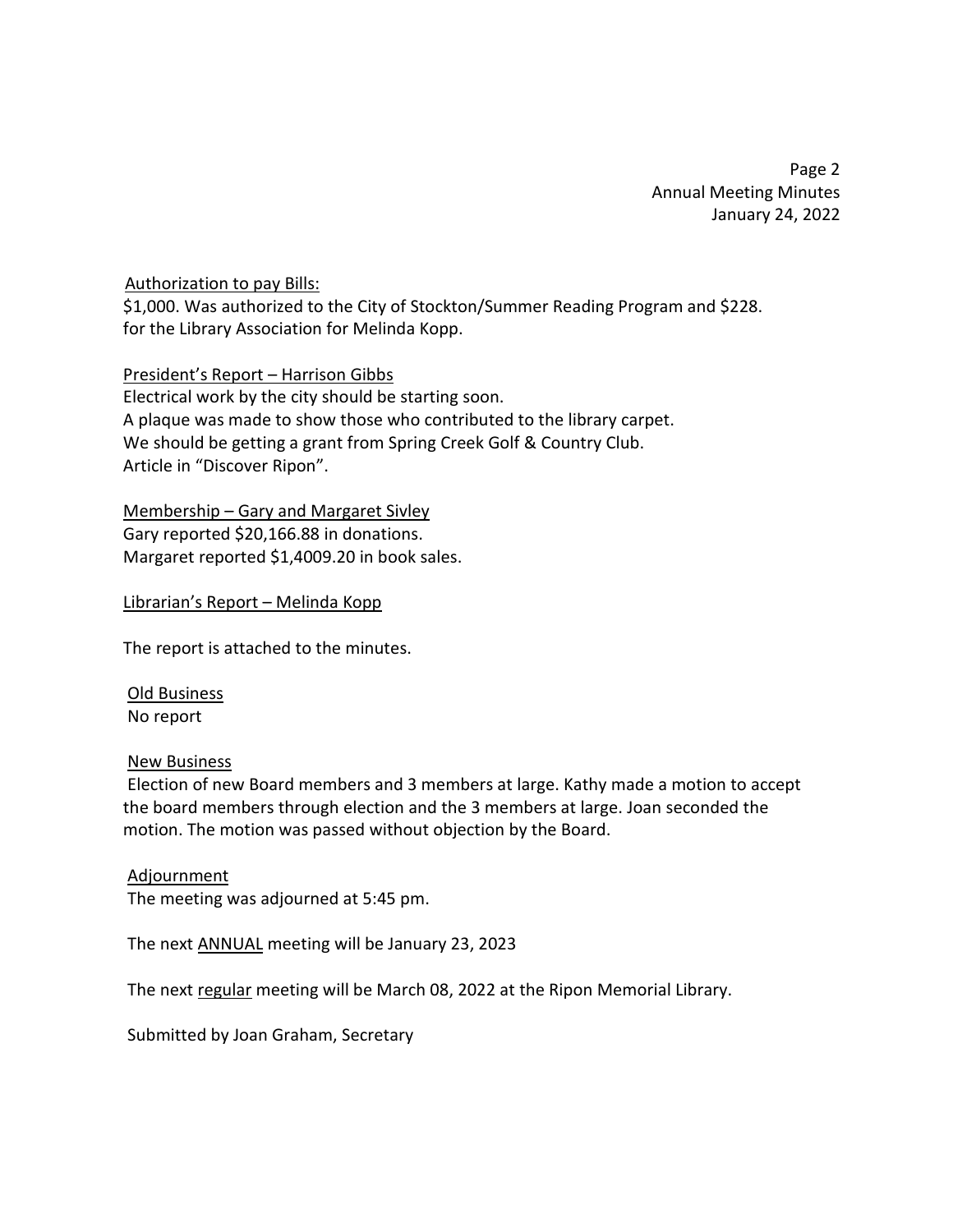Authorization to pay Bills:

$1,000. Was authorized to the City of Stockton/Summer Reading Program and $228. for the Library Association for Melinda Kopp.

President's Report – Harrison Gibbs

Electrical work by the city should be starting soon.
A plaque was made to show those who contributed to the library carpet.
We should be getting a grant from Spring Creek Golf & Country Club.
Article in "Discover Ripon".

Membership – Gary and Margaret Sivley

Gary reported $20,166.88 in donations.
Margaret reported $1,4009.20 in book sales.

Librarian's Report – Melinda Kopp

The report is attached to the minutes.

Old Business

No report

New Business

Election of new Board members and 3 members at large. Kathy made a motion to accept the board members through election and the 3 members at large. Joan seconded the motion. The motion was passed without objection by the Board.

Adjournment

The meeting was adjourned at 5:45 pm.

The next ANNUAL meeting will be January 23, 2023

The next regular meeting will be March 08, 2022 at the Ripon Memorial Library.

Submitted by Joan Graham, Secretary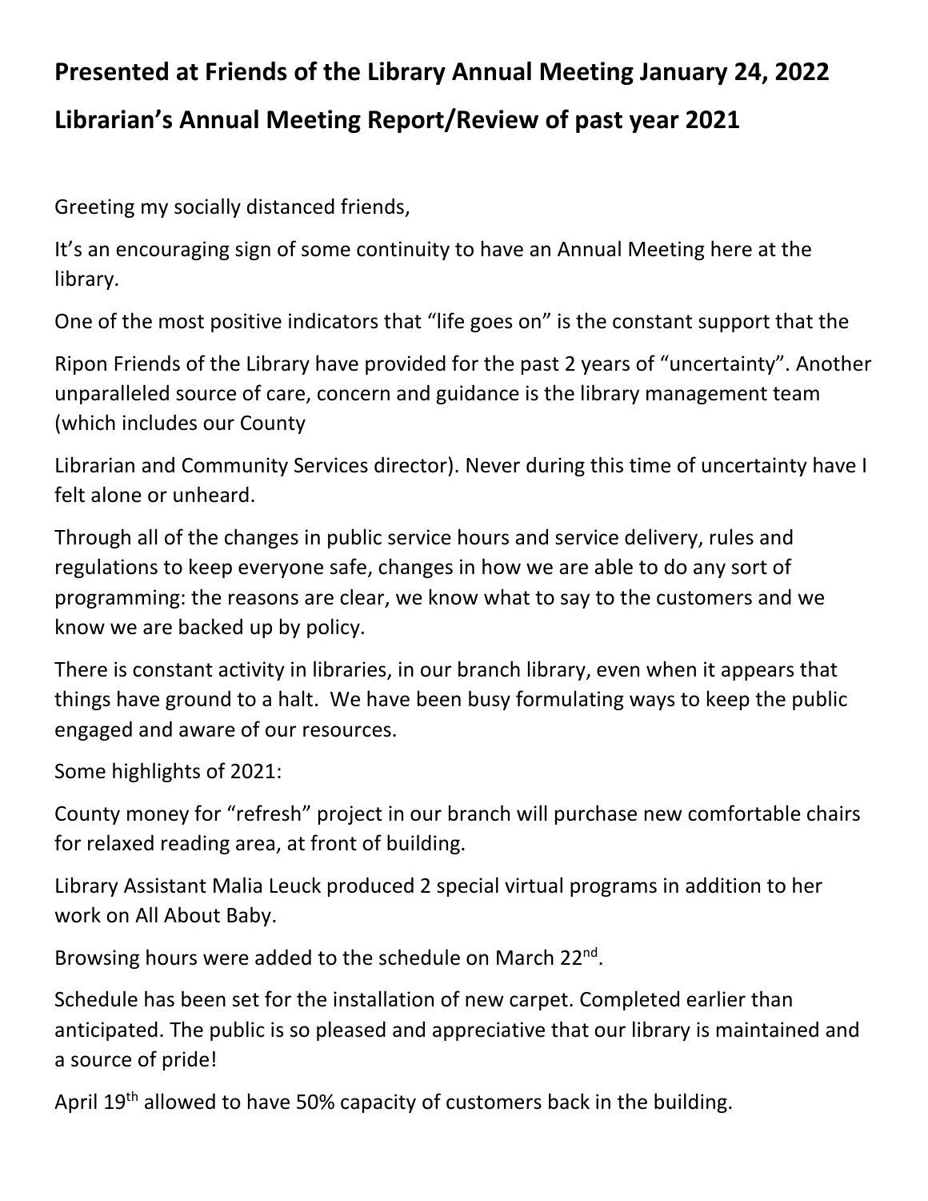**Presented at Friends of the Library Annual Meeting January 24, 2022**

**Librarian's Annual Meeting Report/Review of past year 2021**

Greeting my socially distanced friends,

It's an encouraging sign of some continuity to have an Annual Meeting here at the library.

One of the most positive indicators that "life goes on" is the constant support that the Ripon Friends of the Library have provided for the past 2 years of "uncertainty". Another unparalleled source of care, concern and guidance is the library management team (which includes our County Librarian and Community Services director). Never during this time of uncertainty have I felt alone or unheard.

Through all of the changes in public service hours and service delivery, rules and regulations to keep everyone safe, changes in how we are able to do any sort of programming: the reasons are clear, we know what to say to the customers and we know we are backed up by policy.

There is constant activity in libraries, in our branch library, even when it appears that things have ground to a halt. We have been busy formulating ways to keep the public engaged and aware of our resources.

Some highlights of 2021:

County money for "refresh" project in our branch will purchase new comfortable chairs for relaxed reading area, at front of building.

Library Assistant Malia Leuck produced 2 special virtual programs in addition to her work on All About Baby.

Browsing hours were added to the schedule on March 22nd.

Schedule has been set for the installation of new carpet. Completed earlier than anticipated. The public is so pleased and appreciative that our library is maintained and a source of pride!

April 19th allowed to have 50% capacity of customers back in the building.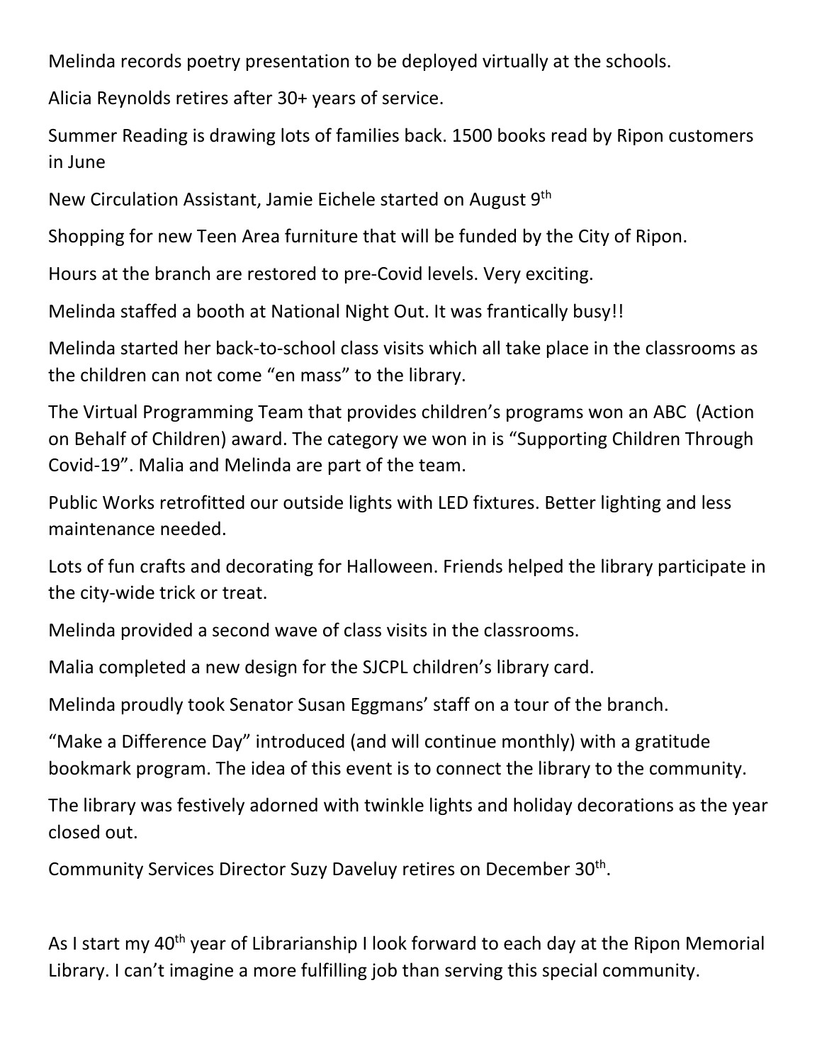Melinda records poetry presentation to be deployed virtually at the schools.

Alicia Reynolds retires after 30+ years of service.

Summer Reading is drawing lots of families back. 1500 books read by Ripon customers in June

New Circulation Assistant, Jamie Eichele started on August 9th

Shopping for new Teen Area furniture that will be funded by the City of Ripon.

Hours at the branch are restored to pre-Covid levels. Very exciting.

Melinda staffed a booth at National Night Out. It was frantically busy!!

Melinda started her back-to-school class visits which all take place in the classrooms as the children can not come "en mass" to the library.

The Virtual Programming Team that provides children's programs won an ABC (Action on Behalf of Children) award. The category we won in is "Supporting Children Through Covid-19". Malia and Melinda are part of the team.

Public Works retrofitted our outside lights with LED fixtures. Better lighting and less maintenance needed.

Lots of fun crafts and decorating for Halloween. Friends helped the library participate in the city-wide trick or treat.

Melinda provided a second wave of class visits in the classrooms.

Malia completed a new design for the SJCPL children's library card.

Melinda proudly took Senator Susan Eggmans' staff on a tour of the branch.

"Make a Difference Day" introduced (and will continue monthly) with a gratitude bookmark program. The idea of this event is to connect the library to the community.

The library was festively adorned with twinkle lights and holiday decorations as the year closed out.

Community Services Director Suzy Daveluy retires on December 30th.

As I start my 40th year of Librarianship I look forward to each day at the Ripon Memorial Library. I can't imagine a more fulfilling job than serving this special community.